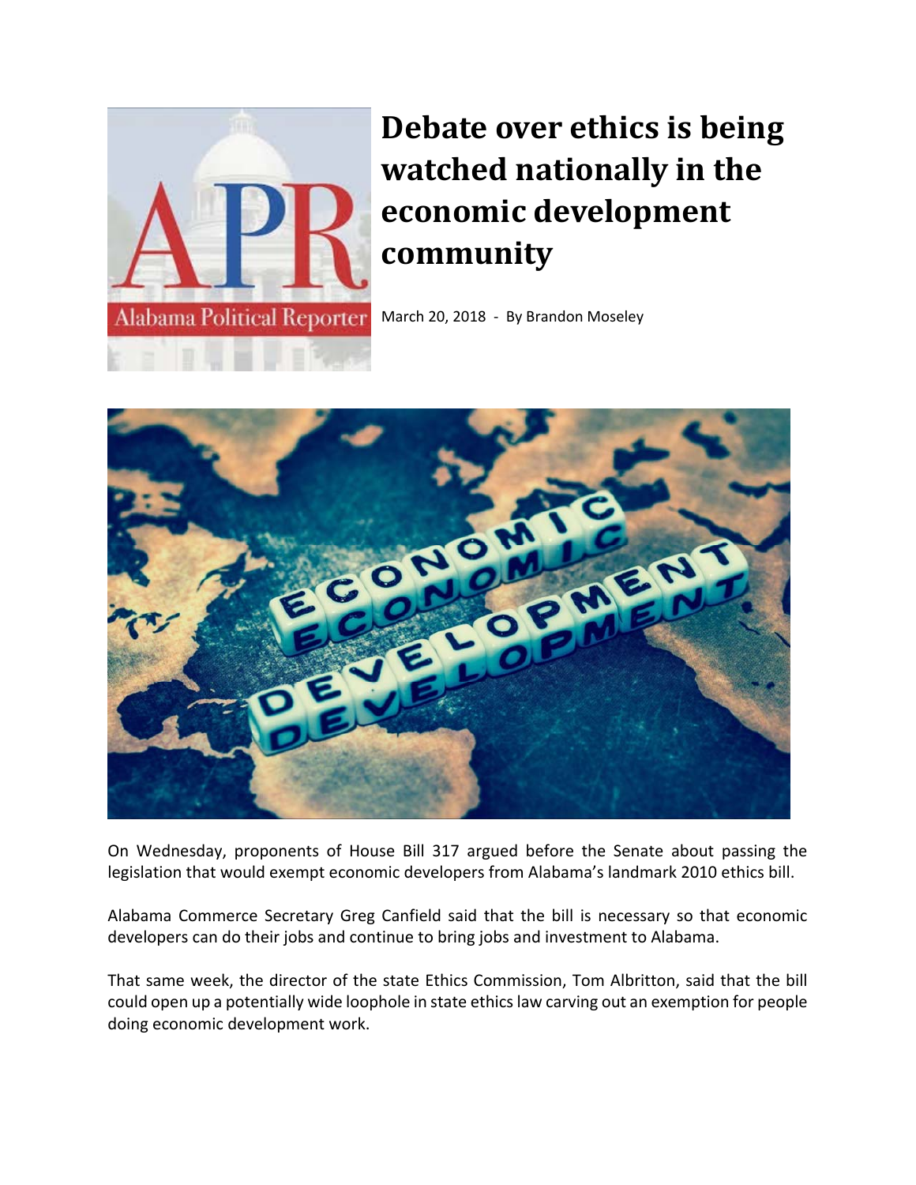# Debate over ethics is being watched nationally in the economic development community

March 20, 2018 - By Brandon Moseley

On Wednesday, proponents of House Bill 317 argued before the Senate about passing the legislation that would exempt economic developers from Alabama's landmark 2010 ethics bill.

Alabama Commerce Secretary Greg Canfield said that the bill is necessary so that economic developers can do their jobs and continue to bring jobs and investment to Alabama.

That same week, the director of the state Ethics Commission, Tom Albritton, said that the bill could open up a potentially wide loophole in state ethics law carving out an exemption for people doing economic development work.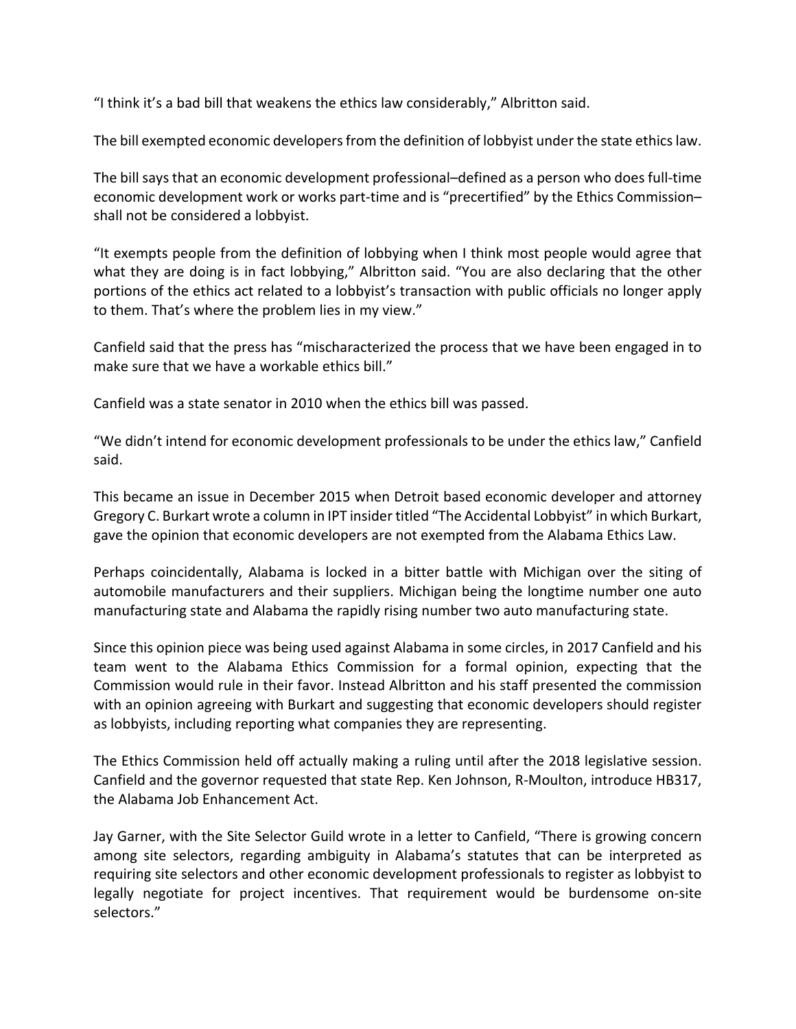“I think it’s a bad bill that weakens the ethics law considerably,” Albritton said.

The bill exempted economic developers from the definition of lobbyist under the state ethics law.

The bill says that an economic development professional–defined as a person who does full-time economic development work or works part-time and is “precertified” by the Ethics Commission–shall not be considered a lobbyist.

“It exempts people from the definition of lobbying when I think most people would agree that what they are doing is in fact lobbying,” Albritton said. “You are also declaring that the other portions of the ethics act related to a lobbyist’s transaction with public officials no longer apply to them. That’s where the problem lies in my view.”

Canfield said that the press has “mischaracterized the process that we have been engaged in to make sure that we have a workable ethics bill.”

Canfield was a state senator in 2010 when the ethics bill was passed.

“We didn’t intend for economic development professionals to be under the ethics law,” Canfield said.

This became an issue in December 2015 when Detroit based economic developer and attorney Gregory C. Burkart wrote a column in IPT insider titled “The Accidental Lobbyist” in which Burkart, gave the opinion that economic developers are not exempted from the Alabama Ethics Law.

Perhaps coincidentally, Alabama is locked in a bitter battle with Michigan over the siting of automobile manufacturers and their suppliers. Michigan being the longtime number one auto manufacturing state and Alabama the rapidly rising number two auto manufacturing state.

Since this opinion piece was being used against Alabama in some circles, in 2017 Canfield and his team went to the Alabama Ethics Commission for a formal opinion, expecting that the Commission would rule in their favor. Instead Albritton and his staff presented the commission with an opinion agreeing with Burkart and suggesting that economic developers should register as lobbyists, including reporting what companies they are representing.

The Ethics Commission held off actually making a ruling until after the 2018 legislative session. Canfield and the governor requested that state Rep. Ken Johnson, R-Moulton, introduce HB317, the Alabama Job Enhancement Act.

Jay Garner, with the Site Selector Guild wrote in a letter to Canfield, “There is growing concern among site selectors, regarding ambiguity in Alabama’s statutes that can be interpreted as requiring site selectors and other economic development professionals to register as lobbyist to legally negotiate for project incentives. That requirement would be burdensome on-site selectors.”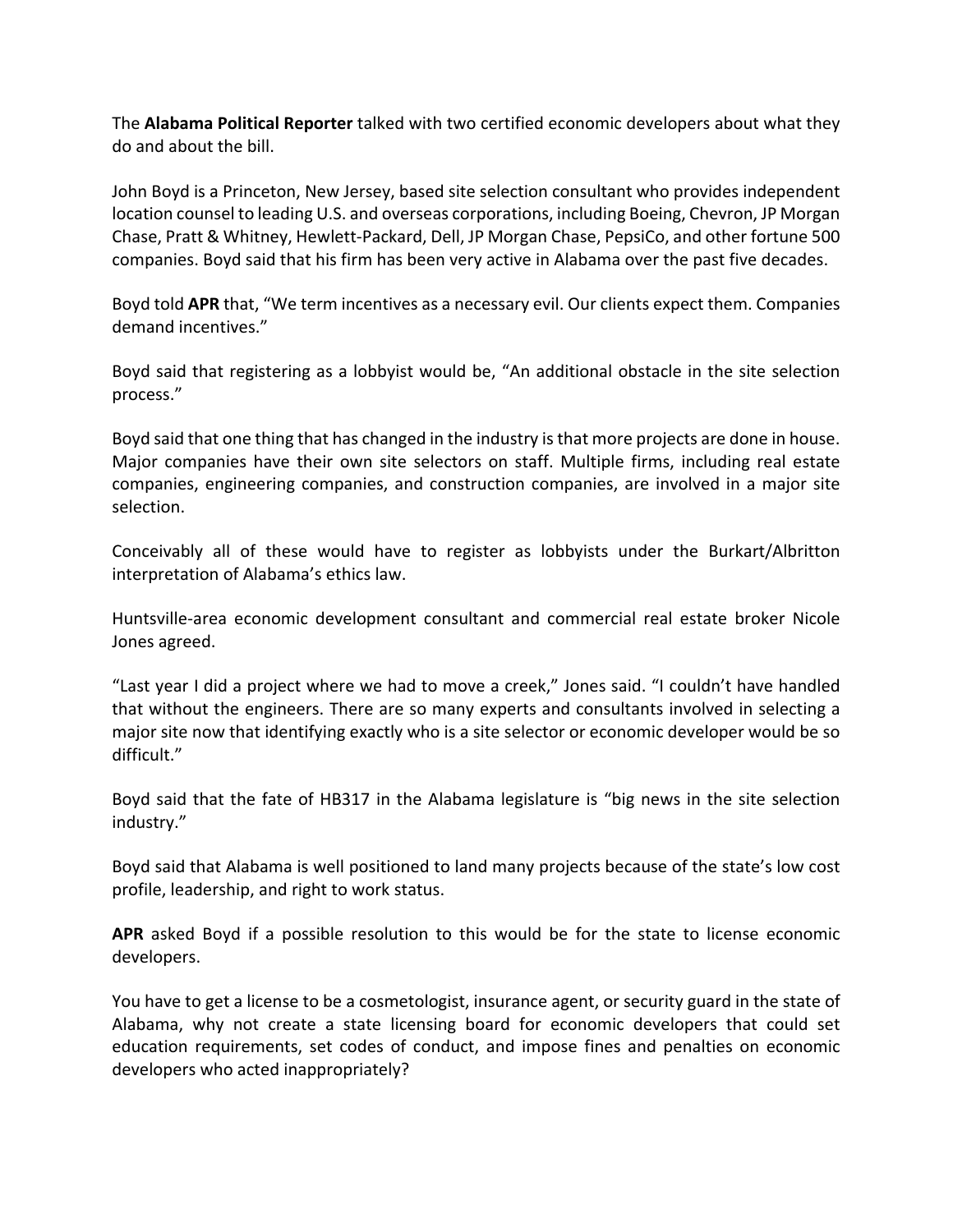The **Alabama Political Reporter** talked with two certified economic developers about what they do and about the bill.

John Boyd is a Princeton, New Jersey, based site selection consultant who provides independent location counsel to leading U.S. and overseas corporations, including Boeing, Chevron, JP Morgan Chase, Pratt & Whitney, Hewlett-Packard, Dell, JP Morgan Chase, PepsiCo, and other fortune 500 companies. Boyd said that his firm has been very active in Alabama over the past five decades.

Boyd told **APR** that, "We term incentives as a necessary evil. Our clients expect them. Companies demand incentives."

Boyd said that registering as a lobbyist would be, "An additional obstacle in the site selection process."

Boyd said that one thing that has changed in the industry is that more projects are done in house. Major companies have their own site selectors on staff. Multiple firms, including real estate companies, engineering companies, and construction companies, are involved in a major site selection.

Conceivably all of these would have to register as lobbyists under the Burkart/Albritton interpretation of Alabama's ethics law.

Huntsville-area economic development consultant and commercial real estate broker Nicole Jones agreed.

"Last year I did a project where we had to move a creek," Jones said. "I couldn't have handled that without the engineers. There are so many experts and consultants involved in selecting a major site now that identifying exactly who is a site selector or economic developer would be so difficult."

Boyd said that the fate of HB317 in the Alabama legislature is "big news in the site selection industry."

Boyd said that Alabama is well positioned to land many projects because of the state's low cost profile, leadership, and right to work status.

**APR** asked Boyd if a possible resolution to this would be for the state to license economic developers.

You have to get a license to be a cosmetologist, insurance agent, or security guard in the state of Alabama, why not create a state licensing board for economic developers that could set education requirements, set codes of conduct, and impose fines and penalties on economic developers who acted inappropriately?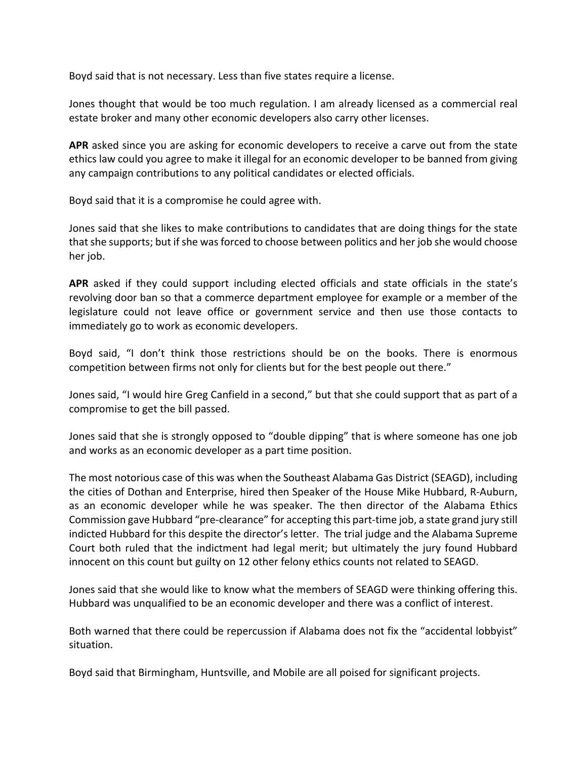Boyd said that is not necessary. Less than five states require a license.

Jones thought that would be too much regulation. I am already licensed as a commercial real estate broker and many other economic developers also carry other licenses.

**APR** asked since you are asking for economic developers to receive a carve out from the state ethics law could you agree to make it illegal for an economic developer to be banned from giving any campaign contributions to any political candidates or elected officials.

Boyd said that it is a compromise he could agree with.

Jones said that she likes to make contributions to candidates that are doing things for the state that she supports; but if she was forced to choose between politics and her job she would choose her job.

**APR** asked if they could support including elected officials and state officials in the state's revolving door ban so that a commerce department employee for example or a member of the legislature could not leave office or government service and then use those contacts to immediately go to work as economic developers.

Boyd said, "I don't think those restrictions should be on the books. There is enormous competition between firms not only for clients but for the best people out there."

Jones said, "I would hire Greg Canfield in a second," but that she could support that as part of a compromise to get the bill passed.

Jones said that she is strongly opposed to "double dipping" that is where someone has one job and works as an economic developer as a part time position.

The most notorious case of this was when the Southeast Alabama Gas District (SEAGD), including the cities of Dothan and Enterprise, hired then Speaker of the House Mike Hubbard, R-Auburn, as an economic developer while he was speaker. The then director of the Alabama Ethics Commission gave Hubbard "pre-clearance" for accepting this part-time job, a state grand jury still indicted Hubbard for this despite the director's letter. The trial judge and the Alabama Supreme Court both ruled that the indictment had legal merit; but ultimately the jury found Hubbard innocent on this count but guilty on 12 other felony ethics counts not related to SEAGD.

Jones said that she would like to know what the members of SEAGD were thinking offering this. Hubbard was unqualified to be an economic developer and there was a conflict of interest.

Both warned that there could be repercussion if Alabama does not fix the "accidental lobbyist" situation.

Boyd said that Birmingham, Huntsville, and Mobile are all poised for significant projects.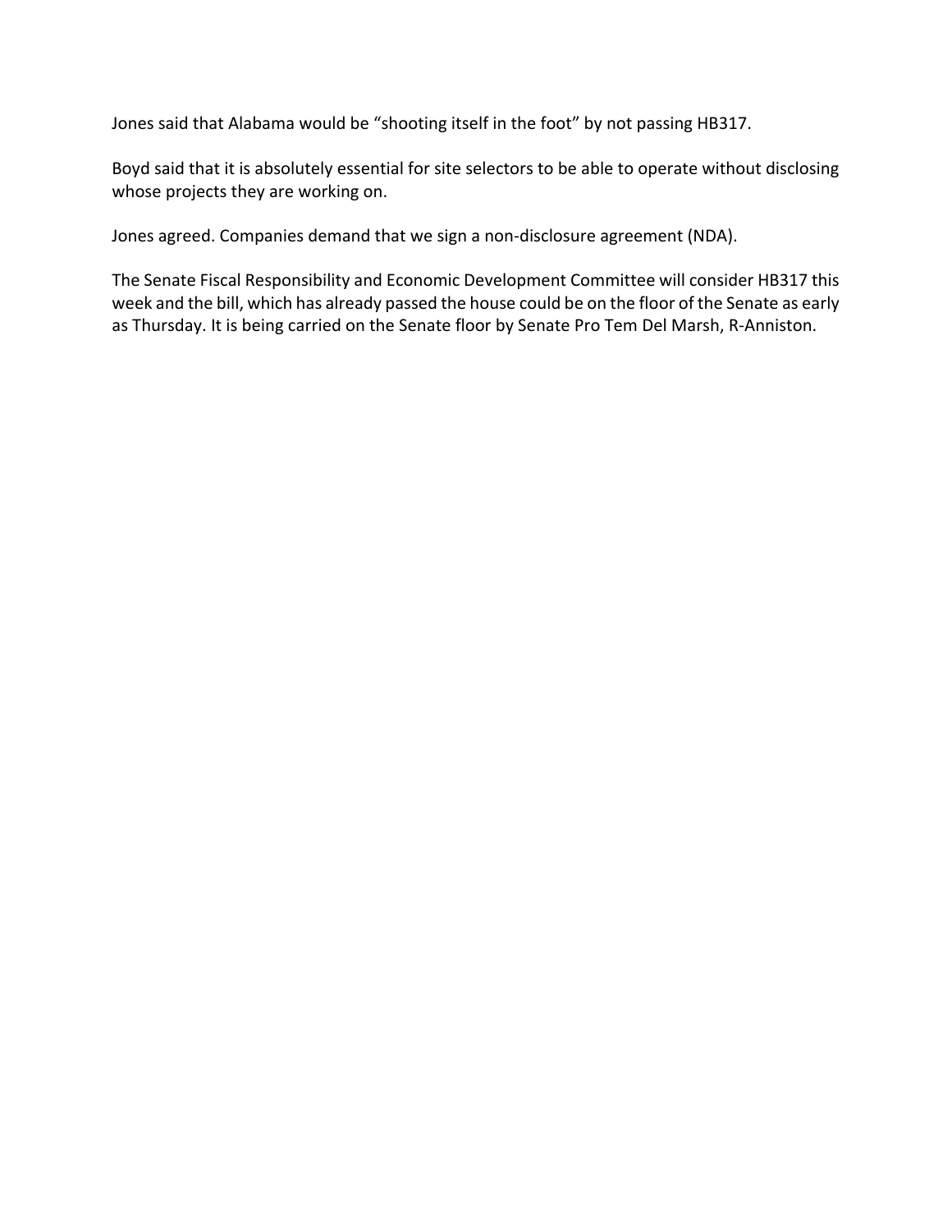Jones said that Alabama would be "shooting itself in the foot" by not passing HB317.

Boyd said that it is absolutely essential for site selectors to be able to operate without disclosing whose projects they are working on.

Jones agreed. Companies demand that we sign a non-disclosure agreement (NDA).

The Senate Fiscal Responsibility and Economic Development Committee will consider HB317 this week and the bill, which has already passed the house could be on the floor of the Senate as early as Thursday. It is being carried on the Senate floor by Senate Pro Tem Del Marsh, R-Anniston.